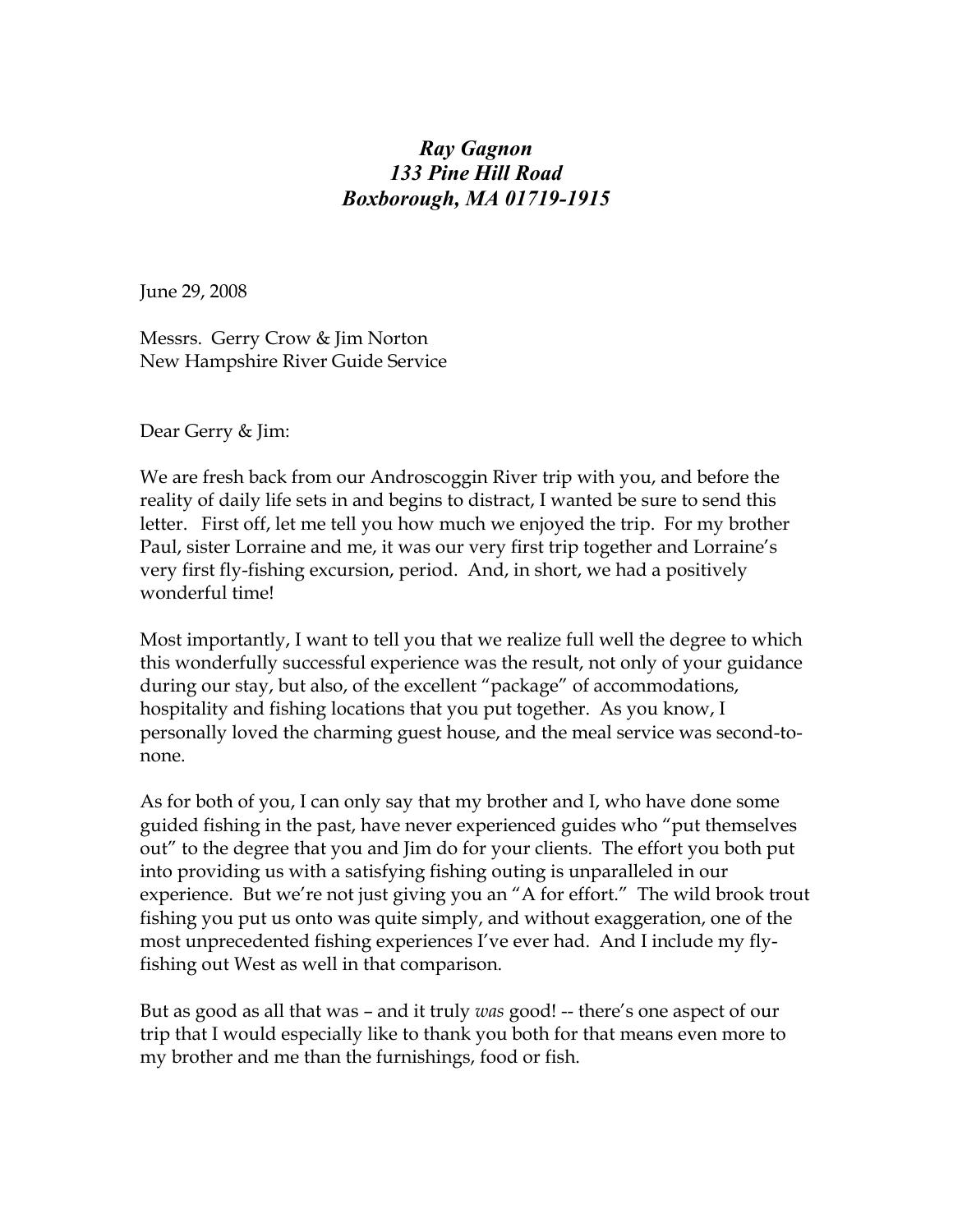***Ray Gagnon***
***133 Pine Hill Road***
***Boxborough, MA 01719-1915***

June 29, 2008

Messrs. Gerry Crow & Jim Norton
New Hampshire River Guide Service

Dear Gerry & Jim:

We are fresh back from our Androscoggin River trip with you, and before the reality of daily life sets in and begins to distract, I wanted be sure to send this letter. First off, let me tell you how much we enjoyed the trip. For my brother Paul, sister Lorraine and me, it was our very first trip together and Lorraine's very first fly-fishing excursion, period. And, in short, we had a positively wonderful time!

Most importantly, I want to tell you that we realize full well the degree to which this wonderfully successful experience was the result, not only of your guidance during our stay, but also, of the excellent "package" of accommodations, hospitality and fishing locations that you put together. As you know, I personally loved the charming guest house, and the meal service was second-to-none.

As for both of you, I can only say that my brother and I, who have done some guided fishing in the past, have never experienced guides who "put themselves out" to the degree that you and Jim do for your clients. The effort you both put into providing us with a satisfying fishing outing is unparalleled in our experience. But we're not just giving you an "A for effort." The wild brook trout fishing you put us onto was quite simply, and without exaggeration, one of the most unprecedented fishing experiences I've ever had. And I include my fly-fishing out West as well in that comparison.

But as good as all that was – and it truly *was* good! -- there's one aspect of our trip that I would especially like to thank you both for that means even more to my brother and me than the furnishings, food or fish.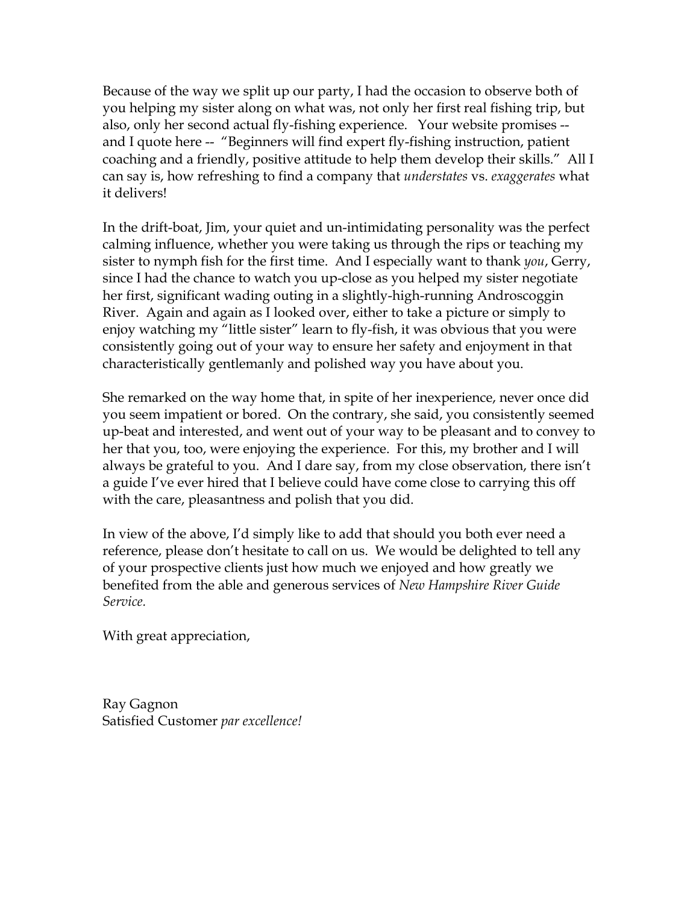Because of the way we split up our party, I had the occasion to observe both of you helping my sister along on what was, not only her first real fishing trip, but also, only her second actual fly-fishing experience. Your website promises -- and I quote here -- "Beginners will find expert fly-fishing instruction, patient coaching and a friendly, positive attitude to help them develop their skills." All I can say is, how refreshing to find a company that *understates* vs. *exaggerates* what it delivers!

In the drift-boat, Jim, your quiet and un-intimidating personality was the perfect calming influence, whether you were taking us through the rips or teaching my sister to nymph fish for the first time. And I especially want to thank *you*, Gerry, since I had the chance to watch you up-close as you helped my sister negotiate her first, significant wading outing in a slightly-high-running Androscoggin River. Again and again as I looked over, either to take a picture or simply to enjoy watching my "little sister" learn to fly-fish, it was obvious that you were consistently going out of your way to ensure her safety and enjoyment in that characteristically gentlemanly and polished way you have about you.

She remarked on the way home that, in spite of her inexperience, never once did you seem impatient or bored. On the contrary, she said, you consistently seemed up-beat and interested, and went out of your way to be pleasant and to convey to her that you, too, were enjoying the experience. For this, my brother and I will always be grateful to you. And I dare say, from my close observation, there isn't a guide I've ever hired that I believe could have come close to carrying this off with the care, pleasantness and polish that you did.

In view of the above, I'd simply like to add that should you both ever need a reference, please don't hesitate to call on us. We would be delighted to tell any of your prospective clients just how much we enjoyed and how greatly we benefited from the able and generous services of *New Hampshire River Guide Service.*

With great appreciation,

Ray Gagnon
Satisfied Customer *par excellence!*